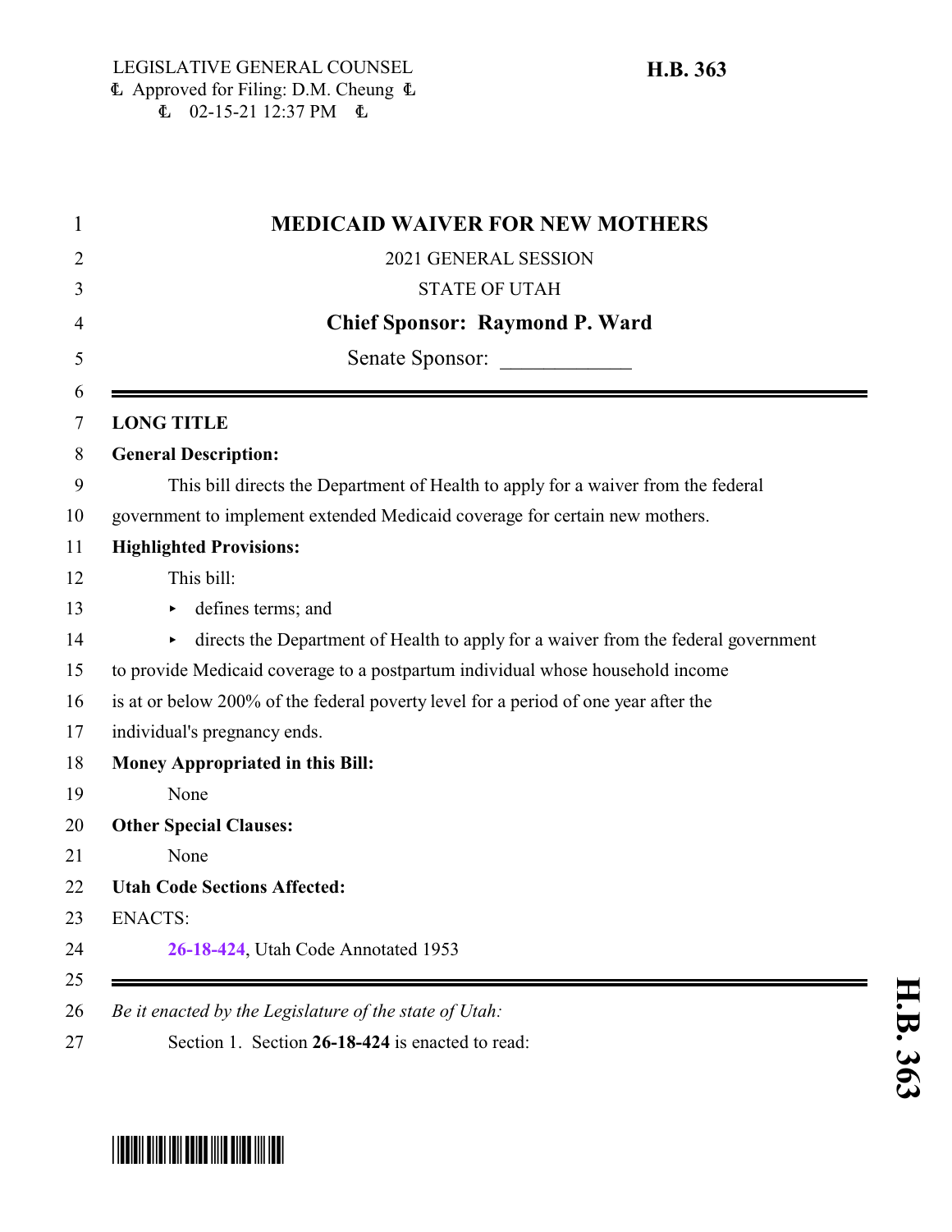LEGISLATIVE GENERAL COUNSEL
Approved for Filing: D.M. Cheung
02-15-21 12:37 PM

**H.B. 363**

# MEDICAID WAIVER FOR NEW MOTHERS

2021 GENERAL SESSION

STATE OF UTAH

**Chief Sponsor: Raymond P. Ward**

Senate Sponsor: ____________

---

**LONG TITLE**

**General Description:**

This bill directs the Department of Health to apply for a waiver from the federal government to implement extended Medicaid coverage for certain new mothers.

**Highlighted Provisions:**

This bill:

- defines terms; and
- directs the Department of Health to apply for a waiver from the federal government to provide Medicaid coverage to a postpartum individual whose household income is at or below 200% of the federal poverty level for a period of one year after the individual's pregnancy ends.

**Money Appropriated in this Bill:**

None

**Other Special Clauses:**

None

**Utah Code Sections Affected:**

ENACTS:

26-18-424, Utah Code Annotated 1953

---

*Be it enacted by the Legislature of the state of Utah:*

Section 1. Section **26-18-424** is enacted to read: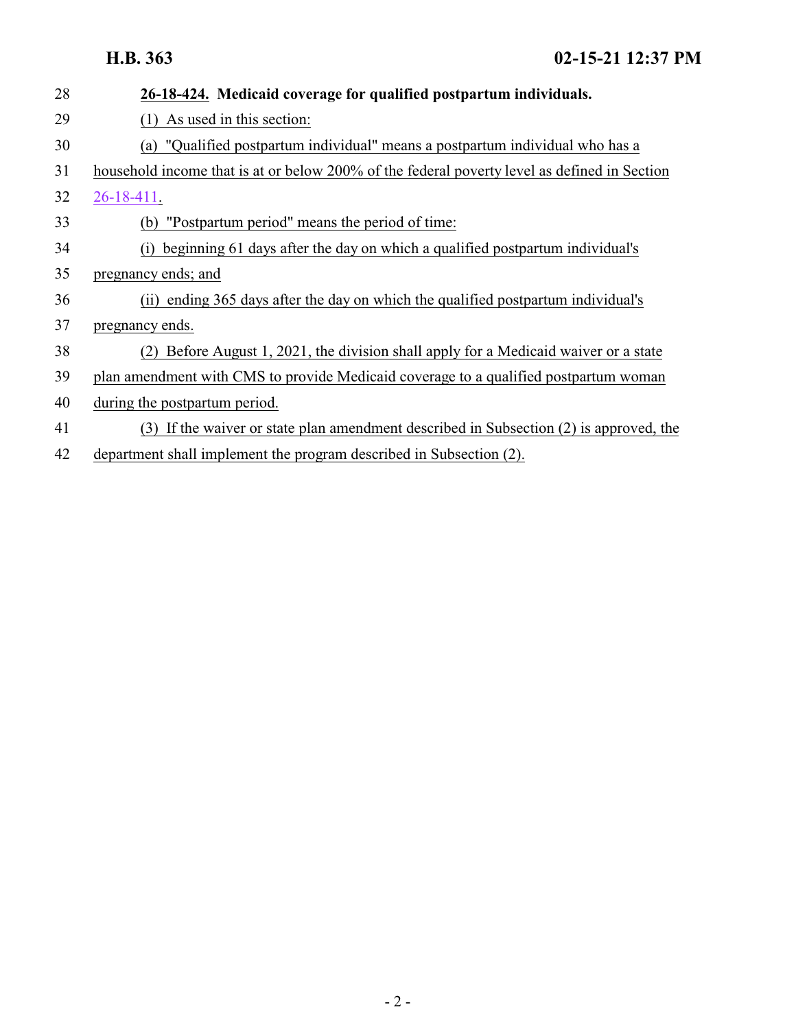**26-18-424. Medicaid coverage for qualified postpartum individuals.**

(1) As used in this section:

(a) "Qualified postpartum individual" means a postpartum individual who has a household income that is at or below 200% of the federal poverty level as defined in Section 26-18-411.

(b) "Postpartum period" means the period of time:

(i) beginning 61 days after the day on which a qualified postpartum individual's pregnancy ends; and

(ii) ending 365 days after the day on which the qualified postpartum individual's pregnancy ends.

(2) Before August 1, 2021, the division shall apply for a Medicaid waiver or a state plan amendment with CMS to provide Medicaid coverage to a qualified postpartum woman during the postpartum period.

(3) If the waiver or state plan amendment described in Subsection (2) is approved, the department shall implement the program described in Subsection (2).